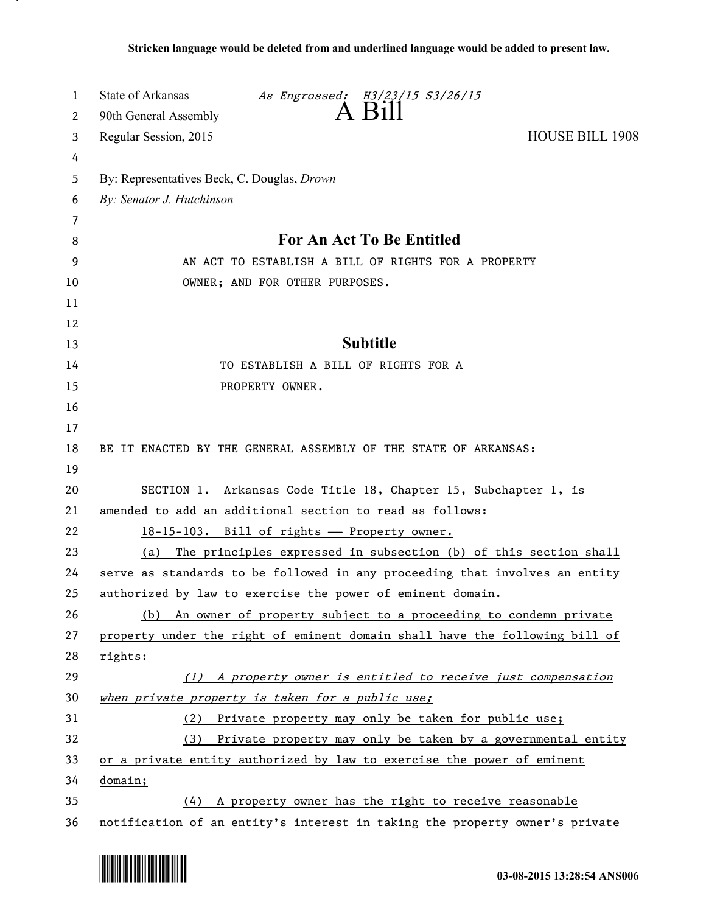**Stricken language would be deleted from and underlined language would be added to present law.**

State of Arkansas *As Engrossed: H3/23/15 S3/26/15*
90th General Assembly

# A Bill

Regular Session, 2015 HOUSE BILL 1908

By: Representatives Beck, C. Douglas, *Drown*
*By: Senator J. Hutchinson*

## For An Act To Be Entitled

AN ACT TO ESTABLISH A BILL OF RIGHTS FOR A PROPERTY OWNER; AND FOR OTHER PURPOSES.

## Subtitle

TO ESTABLISH A BILL OF RIGHTS FOR A PROPERTY OWNER.

BE IT ENACTED BY THE GENERAL ASSEMBLY OF THE STATE OF ARKANSAS:

SECTION 1. Arkansas Code Title 18, Chapter 15, Subchapter 1, is amended to add an additional section to read as follows:

<u>18-15-103. Bill of rights — Property owner.</u>

<u>(a) The principles expressed in subsection (b) of this section shall serve as standards to be followed in any proceeding that involves an entity authorized by law to exercise the power of eminent domain.</u>

<u>(b) An owner of property subject to a proceeding to condemn private property under the right of eminent domain shall have the following bill of rights:</u>

<u>*(1) A property owner is entitled to receive just compensation when private property is taken for a public use;*</u>

<u>(2) Private property may only be taken for public use;</u>

<u>(3) Private property may only be taken by a governmental entity or a private entity authorized by law to exercise the power of eminent domain;</u>

<u>(4) A property owner has the right to receive reasonable notification of an entity's interest in taking the property owner's private</u>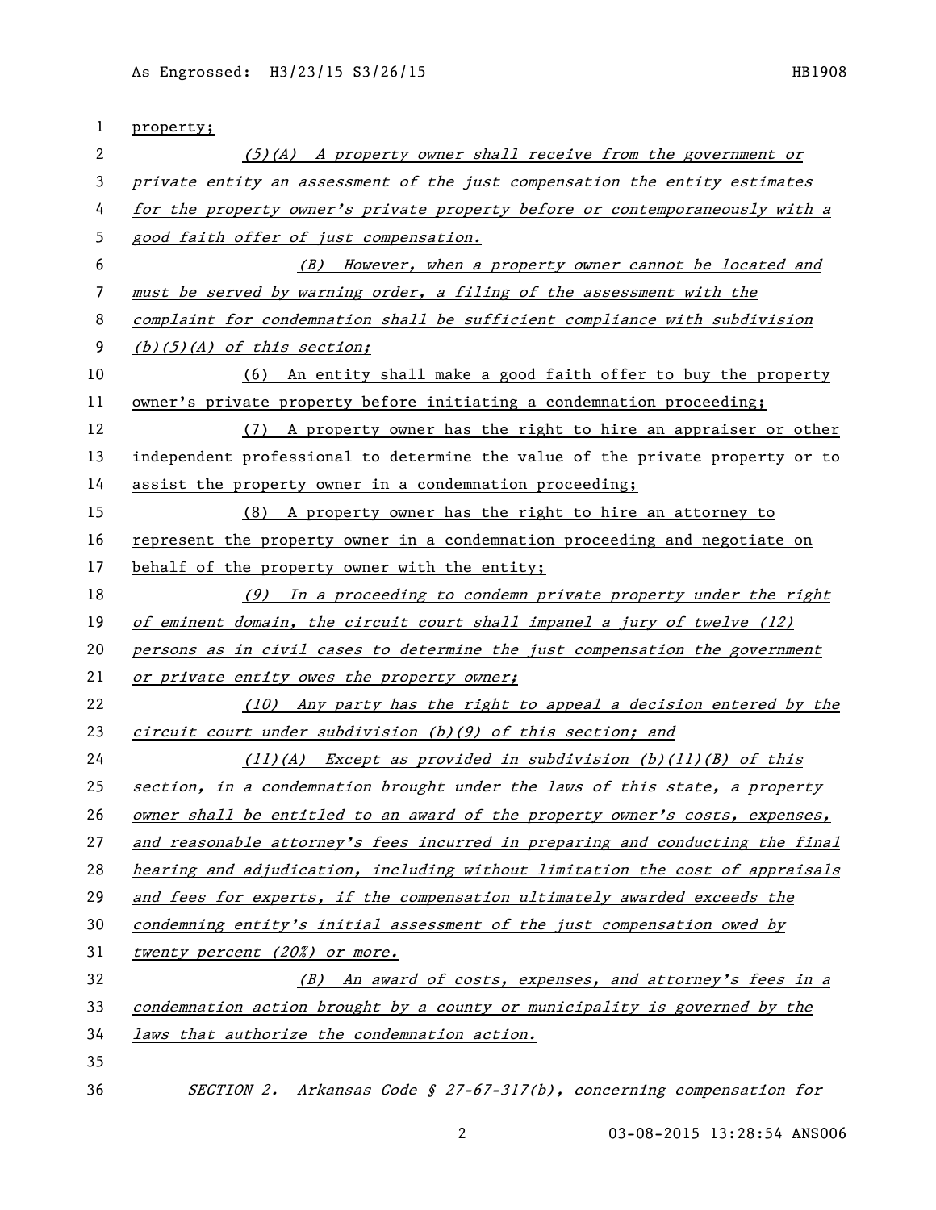property;

*(5)(A) A property owner shall receive from the government or private entity an assessment of the just compensation the entity estimates for the property owner's private property before or contemporaneously with a good faith offer of just compensation.*

*(B) However, when a property owner cannot be located and must be served by warning order, a filing of the assessment with the complaint for condemnation shall be sufficient compliance with subdivision (b)(5)(A) of this section;*

(6) An entity shall make a good faith offer to buy the property owner's private property before initiating a condemnation proceeding;

(7) A property owner has the right to hire an appraiser or other independent professional to determine the value of the private property or to assist the property owner in a condemnation proceeding;

(8) A property owner has the right to hire an attorney to represent the property owner in a condemnation proceeding and negotiate on behalf of the property owner with the entity;

*(9) In a proceeding to condemn private property under the right of eminent domain, the circuit court shall impanel a jury of twelve (12) persons as in civil cases to determine the just compensation the government or private entity owes the property owner;*

*(10) Any party has the right to appeal a decision entered by the circuit court under subdivision (b)(9) of this section; and*

*(11)(A) Except as provided in subdivision (b)(11)(B) of this section, in a condemnation brought under the laws of this state, a property owner shall be entitled to an award of the property owner's costs, expenses, and reasonable attorney's fees incurred in preparing and conducting the final hearing and adjudication, including without limitation the cost of appraisals and fees for experts, if the compensation ultimately awarded exceeds the condemning entity's initial assessment of the just compensation owed by twenty percent (20%) or more.*

*(B) An award of costs, expenses, and attorney's fees in a condemnation action brought by a county or municipality is governed by the laws that authorize the condemnation action.*

*SECTION 2. Arkansas Code § 27-67-317(b), concerning compensation for*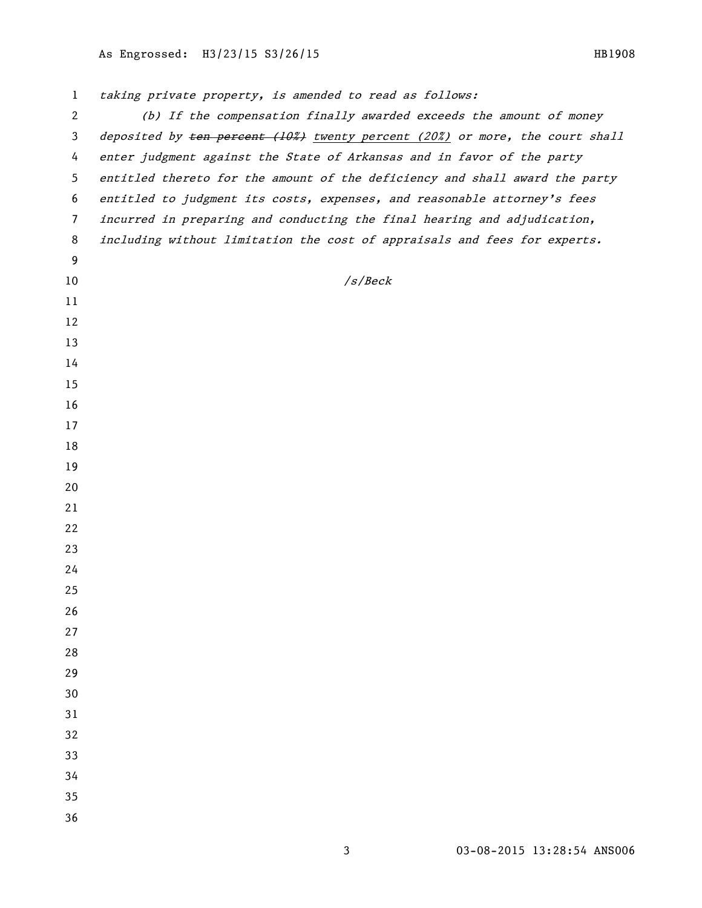taking private property, is amended to read as follows:

(b) If the compensation finally awarded exceeds the amount of money deposited by ~~ten percent (10%)~~ twenty percent (20%) or more, the court shall enter judgment against the State of Arkansas and in favor of the party entitled thereto for the amount of the deficiency and shall award the party entitled to judgment its costs, expenses, and reasonable attorney's fees incurred in preparing and conducting the final hearing and adjudication, including without limitation the cost of appraisals and fees for experts.

/s/Beck